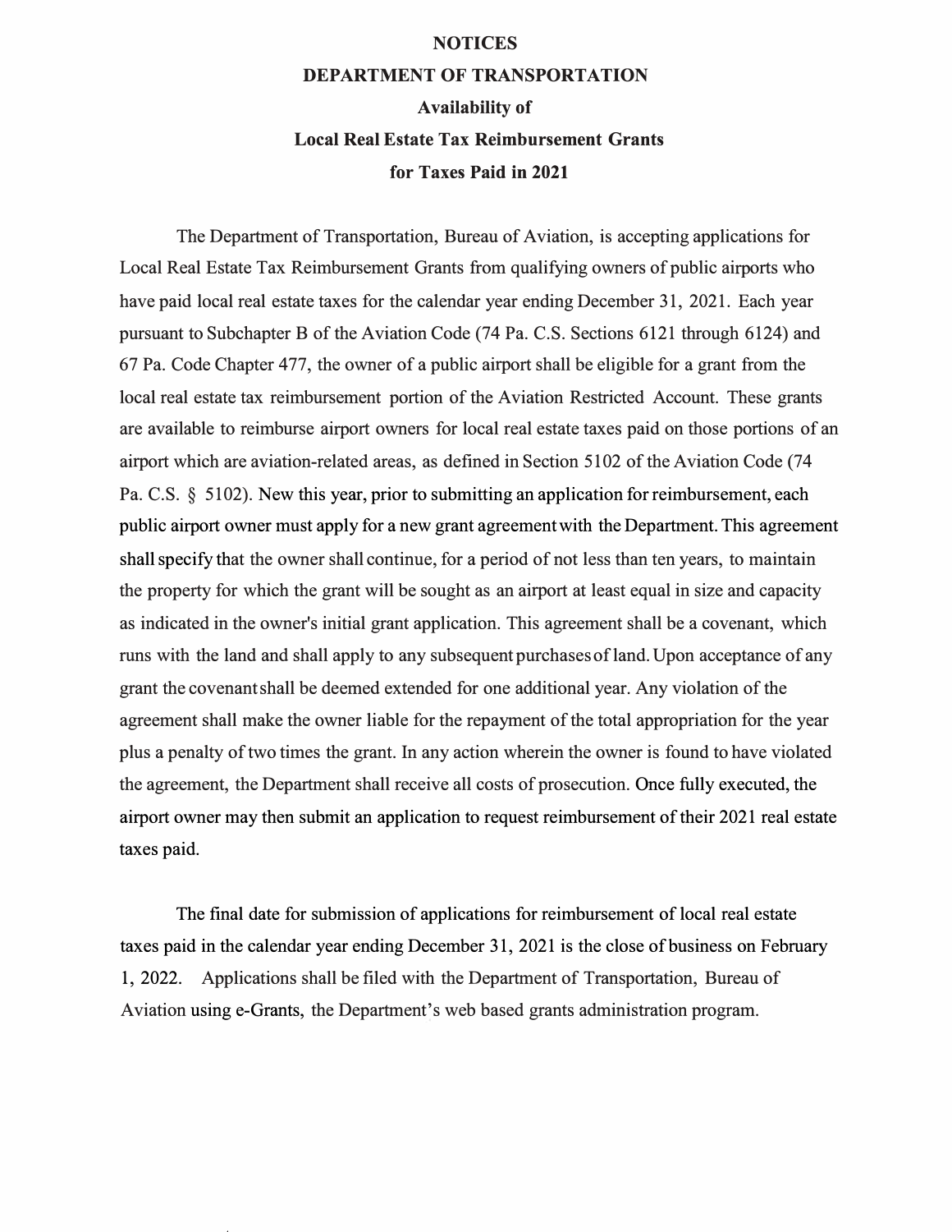# NOTICES

## DEPARTMENT OF TRANSPORTATION

### Availability of

### Local Real Estate Tax Reimbursement Grants

### for Taxes Paid in 2021

The Department of Transportation, Bureau of Aviation, is accepting applications for Local Real Estate Tax Reimbursement Grants from qualifying owners of public airports who have paid local real estate taxes for the calendar year ending December 31, 2021. Each year pursuant to Subchapter B of the Aviation Code (74 Pa. C.S. Sections 6121 through 6124) and 67 Pa. Code Chapter 477, the owner of a public airport shall be eligible for a grant from the local real estate tax reimbursement portion of the Aviation Restricted Account. These grants are available to reimburse airport owners for local real estate taxes paid on those portions of an airport which are aviation-related areas, as defined in Section 5102 of the Aviation Code (74 Pa. C.S. § 5102). New this year, prior to submitting an application for reimbursement, each public airport owner must apply for a new grant agreement with the Department. This agreement shall specify that the owner shall continue, for a period of not less than ten years, to maintain the property for which the grant will be sought as an airport at least equal in size and capacity as indicated in the owner's initial grant application. This agreement shall be a covenant, which runs with the land and shall apply to any subsequent purchases of land. Upon acceptance of any grant the covenant shall be deemed extended for one additional year. Any violation of the agreement shall make the owner liable for the repayment of the total appropriation for the year plus a penalty of two times the grant. In any action wherein the owner is found to have violated the agreement, the Department shall receive all costs of prosecution. Once fully executed, the airport owner may then submit an application to request reimbursement of their 2021 real estate taxes paid.

The final date for submission of applications for reimbursement of local real estate taxes paid in the calendar year ending December 31, 2021 is the close of business on February 1, 2022. Applications shall be filed with the Department of Transportation, Bureau of Aviation using e-Grants, the Department's web based grants administration program.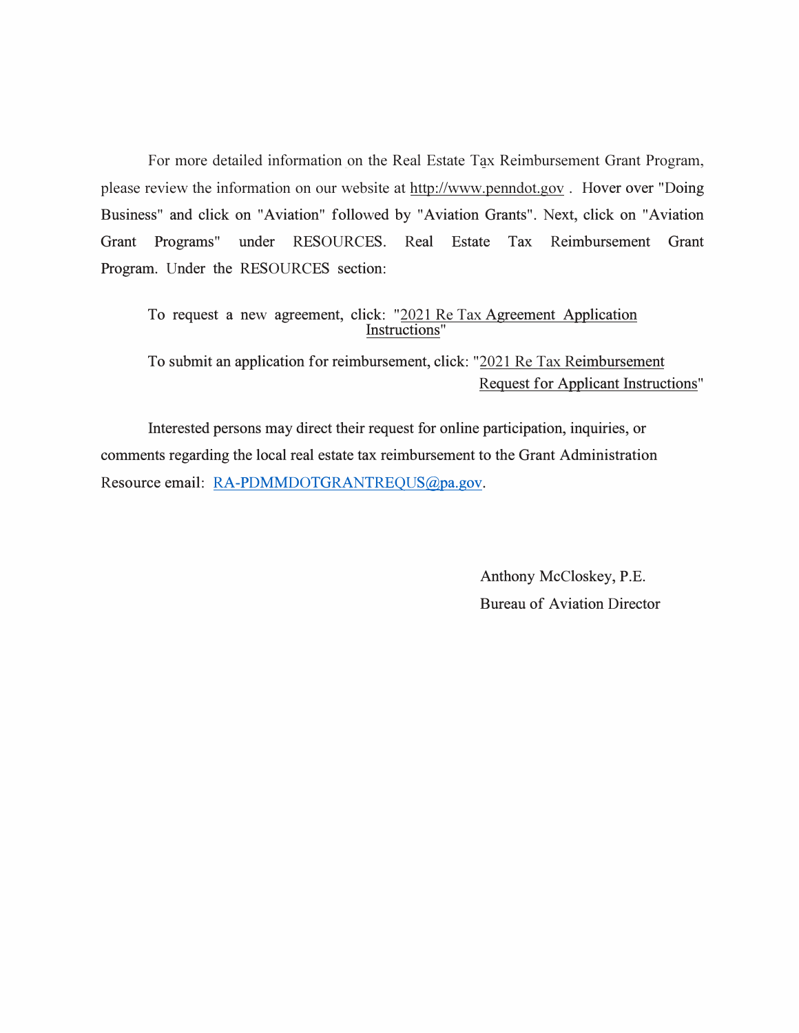For more detailed information on the Real Estate Tax Reimbursement Grant Program, please review the information on our website at http://www.penndot.gov . Hover over "Doing Business" and click on "Aviation" followed by "Aviation Grants". Next, click on "Aviation Grant Programs" under RESOURCES. Real Estate Tax Reimbursement Grant Program. Under the RESOURCES section:

To request a new agreement, click: "2021 Re Tax Agreement Application Instructions"

To submit an application for reimbursement, click: "2021 Re Tax Reimbursement Request for Applicant Instructions"

Interested persons may direct their request for online participation, inquiries, or comments regarding the local real estate tax reimbursement to the Grant Administration Resource email: RA-PDMMDOTGRANTREQUS@pa.gov.

Anthony McCloskey, P.E.
Bureau of Aviation Director